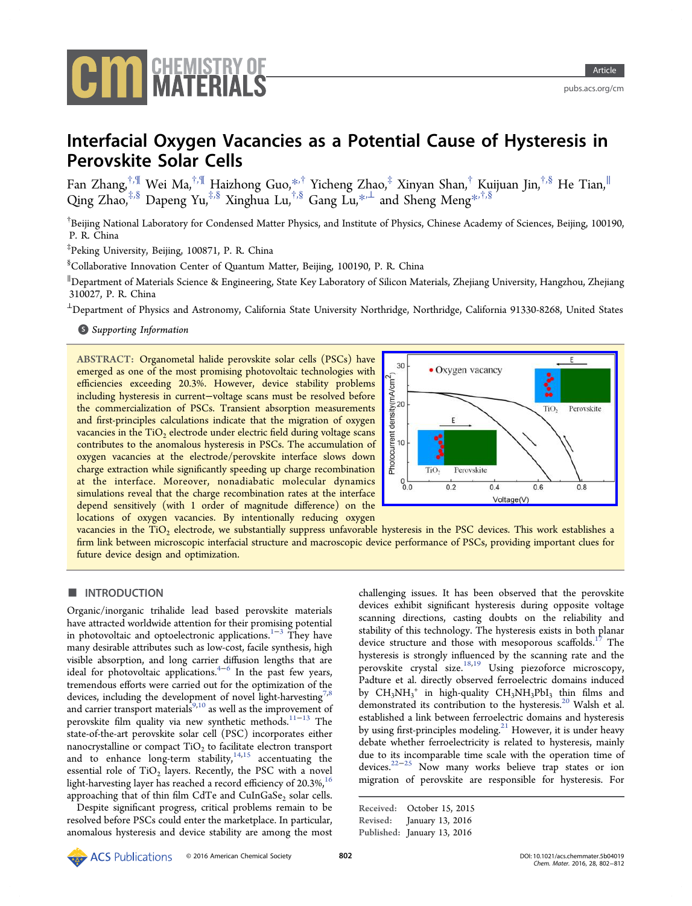# Interfacial Oxygen Vacancies as a Potential Cause of Hysteresis in Perovskite Solar Cells

Fan Zhang,[†,¶] Wei Ma,[†,¶] Haizhong Guo,[*,†] Yicheng Zhao,[‡] Xinyan Shan,[†] Kuijuan Jin,[†,§] He Tian,[∥] Qing Zhao,[‡,§] Dapeng Yu,[‡,§] Xinghua Lu,[†,§] Gang Lu,[*,⊥] and Sheng Meng[*,†,§]

[†]Beijing National Laboratory for Condensed Matter Physics, and Institute of Physics, Chinese Academy of Sciences, Beijing, 100190, P. R. China

[‡]Peking University, Beijing, 100871, P. R. China

[§]Collaborative Innovation Center of Quantum Matter, Beijing, 100190, P. R. China

[∥]Department of Materials Science & Engineering, State Key Laboratory of Silicon Materials, Zhejiang University, Hangzhou, Zhejiang 310027, P. R. China

[⊥]Department of Physics and Astronomy, California State University Northridge, Northridge, California 91330-8268, United States

Supporting Information

**ABSTRACT:** Organometal halide perovskite solar cells (PSCs) have emerged as one of the most promising photovoltaic technologies with efficiencies exceeding 20.3%. However, device stability problems including hysteresis in current−voltage scans must be resolved before the commercialization of PSCs. Transient absorption measurements and first-principles calculations indicate that the migration of oxygen vacancies in the $TiO_2$ electrode under electric field during voltage scans contributes to the anomalous hysteresis in PSCs. The accumulation of oxygen vacancies at the electrode/perovskite interface slows down charge extraction while significantly speeding up charge recombination at the interface. Moreover, nonadiabatic molecular dynamics simulations reveal that the charge recombination rates at the interface depend sensitively (with 1 order of magnitude difference) on the locations of oxygen vacancies. By intentionally reducing oxygen vacancies in the $TiO_2$ electrode, we substantially suppress unfavorable hysteresis in the PSC devices. This work establishes a firm link between microscopic interfacial structure and macroscopic device performance of PSCs, providing important clues for future device design and optimization.

## ■ INTRODUCTION

Organic/inorganic trihalide lead based perovskite materials have attracted worldwide attention for their promising potential in photovoltaic and optoelectronic applications.[1−3] They have many desirable attributes such as low-cost, facile synthesis, high visible absorption, and long carrier diffusion lengths that are ideal for photovoltaic applications.[4−6] In the past few years, tremendous efforts were carried out for the optimization of the devices, including the development of novel light-harvesting[7,8] and carrier transport materials[9,10] as well as the improvement of perovskite film quality via new synthetic methods.[11−13] The state-of-the-art perovskite solar cell (PSC) incorporates either nanocrystalline or compact $TiO_2$ to facilitate electron transport and to enhance long-term stability,[14,15] accentuating the essential role of $TiO_2$ layers. Recently, the PSC with a novel light-harvesting layer has reached a record efficiency of 20.3%,[16] approaching that of thin film CdTe and $CuInGaSe_2$ solar cells.

Despite significant progress, critical problems remain to be resolved before PSCs could enter the marketplace. In particular, anomalous hysteresis and device stability are among the most challenging issues. It has been observed that the perovskite devices exhibit significant hysteresis during opposite voltage scanning directions, casting doubts on the reliability and stability of this technology. The hysteresis exists in both planar device structure and those with mesoporous scaffolds.[17] The hysteresis is strongly influenced by the scanning rate and the perovskite crystal size.[18,19] Using piezoforce microscopy, Padture et al. directly observed ferroelectric domains induced by $CH_3NH_3^+$ in high-quality $CH_3NH_3PbI_3$ thin films and demonstrated its contribution to the hysteresis.[20] Walsh et al. established a link between ferroelectric domains and hysteresis by using first-principles modeling.[21] However, it is under heavy debate whether ferroelectricity is related to hysteresis, mainly due to its incomparable time scale with the operation time of devices.[22−25] Now many works believe trap states or ion migration of perovskite are responsible for hysteresis. For

Received: October 15, 2015
Revised: January 13, 2016
Published: January 13, 2016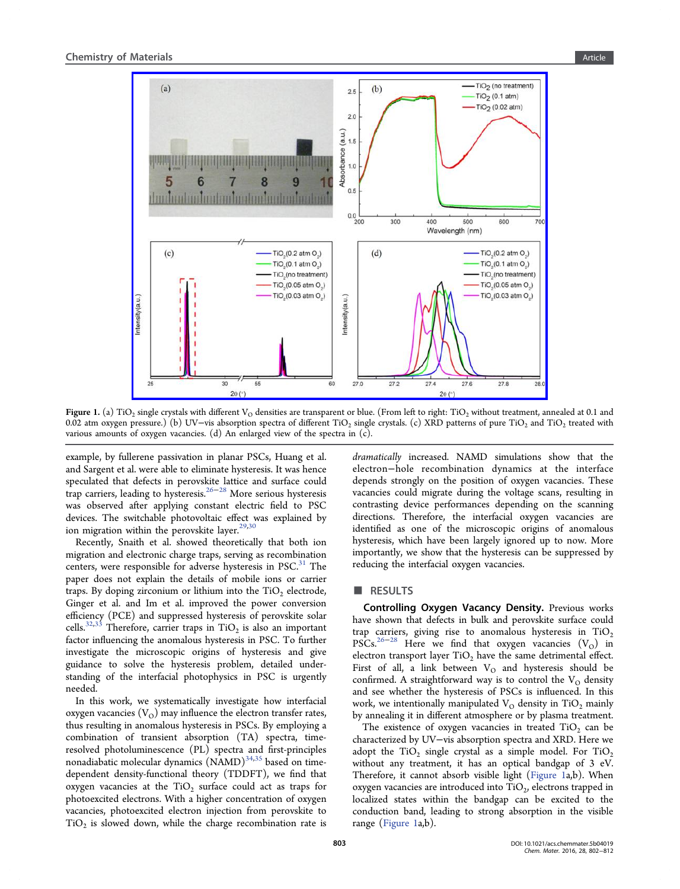Figure 1. (a) $TiO_2$ single crystals with different $V_O$ densities are transparent or blue. (From left to right: $TiO_2$ without treatment, annealed at 0.1 and 0.02 atm oxygen pressure.) (b) UV–vis absorption spectra of different $TiO_2$ single crystals. (c) XRD patterns of pure $TiO_2$ and $TiO_2$ treated with various amounts of oxygen vacancies. (d) An enlarged view of the spectra in (c).

example, by fullerene passivation in planar PSCs, Huang et al. and Sargent et al. were able to eliminate hysteresis. It was hence speculated that defects in perovskite lattice and surface could trap carriers, leading to hysteresis.[26−28] More serious hysteresis was observed after applying constant electric field to PSC devices. The switchable photovoltaic effect was explained by ion migration within the perovskite layer.[29,30]

Recently, Snaith et al. showed theoretically that both ion migration and electronic charge traps, serving as recombination centers, were responsible for adverse hysteresis in PSC.[31] The paper does not explain the details of mobile ions or carrier traps. By doping zirconium or lithium into the $TiO_2$ electrode, Ginger et al. and Im et al. improved the power conversion efficiency (PCE) and suppressed hysteresis of perovskite solar cells.[32,33] Therefore, carrier traps in $TiO_2$ is also an important factor influencing the anomalous hysteresis in PSC. To further investigate the microscopic origins of hysteresis and give guidance to solve the hysteresis problem, detailed understanding of the interfacial photophysics in PSC is urgently needed.

In this work, we systematically investigate how interfacial oxygen vacancies ($V_O$) may influence the electron transfer rates, thus resulting in anomalous hysteresis in PSCs. By employing a combination of transient absorption (TA) spectra, time-resolved photoluminescence (PL) spectra and first-principles nonadiabatic molecular dynamics (NAMD)[34,35] based on time-dependent density-functional theory (TDDFT), we find that oxygen vacancies at the $TiO_2$ surface could act as traps for photoexcited electrons. With a higher concentration of oxygen vacancies, photoexcited electron injection from perovskite to $TiO_2$ is slowed down, while the charge recombination rate is *dramatically* increased. NAMD simulations show that the electron–hole recombination dynamics at the interface depends strongly on the position of oxygen vacancies. These vacancies could migrate during the voltage scans, resulting in contrasting device performances depending on the scanning directions. Therefore, the interfacial oxygen vacancies are identified as one of the microscopic origins of anomalous hysteresis, which have been largely ignored up to now. More importantly, we show that the hysteresis can be suppressed by reducing the interfacial oxygen vacancies.

## RESULTS

**Controlling Oxygen Vacancy Density.** Previous works have shown that defects in bulk and perovskite surface could trap carriers, giving rise to anomalous hysteresis in $TiO_2$ PSCs.[26−28] Here we find that oxygen vacancies ($V_O$) in electron transport layer $TiO_2$ have the same detrimental effect. First of all, a link between $V_O$ and hysteresis should be confirmed. A straightforward way is to control the $V_O$ density and see whether the hysteresis of PSCs is influenced. In this work, we intentionally manipulated $V_O$ density in $TiO_2$ mainly by annealing it in different atmosphere or by plasma treatment.

The existence of oxygen vacancies in treated $TiO_2$ can be characterized by UV–vis absorption spectra and XRD. Here we adopt the $TiO_2$ single crystal as a simple model. For $TiO_2$ without any treatment, it has an optical bandgap of 3 eV. Therefore, it cannot absorb visible light (Figure 1a,b). When oxygen vacancies are introduced into $TiO_2$, electrons trapped in localized states within the bandgap can be excited to the conduction band, leading to strong absorption in the visible range (Figure 1a,b).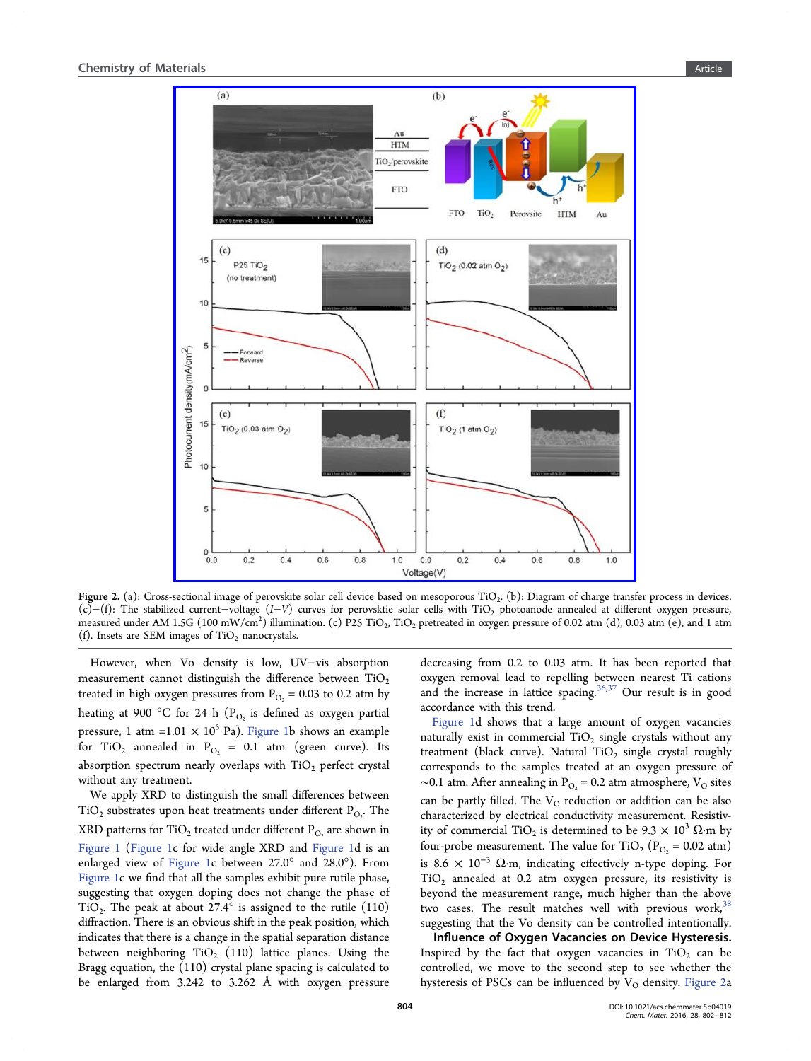Figure 2. (a): Cross-sectional image of perovskite solar cell device based on mesoporous $TiO_2$. (b): Diagram of charge transfer process in devices. (c)−(f): The stabilized current−voltage (*I*−*V*) curves for perovsktie solar cells with $TiO_2$ photoanode annealed at different oxygen pressure, measured under AM 1.5G (100 mW/cm$^2$) illumination. (c) P25 $TiO_2$, $TiO_2$ pretreated in oxygen pressure of 0.02 atm (d), 0.03 atm (e), and 1 atm (f). Insets are SEM images of $TiO_2$ nanocrystals.

However, when Vo density is low, UV−vis absorption measurement cannot distinguish the difference between $TiO_2$ treated in high oxygen pressures from $P_{O_2}$ = 0.03 to 0.2 atm by heating at 900 °C for 24 h ($P_{O_2}$ is defined as oxygen partial pressure, 1 atm =1.01 × 10$^5$ Pa). Figure 1b shows an example for $TiO_2$ annealed in $P_{O_2}$ = 0.1 atm (green curve). Its absorption spectrum nearly overlaps with $TiO_2$ perfect crystal without any treatment.

We apply XRD to distinguish the small differences between $TiO_2$ substrates upon heat treatments under different $P_{O_2}$. The XRD patterns for $TiO_2$ treated under different $P_{O_2}$ are shown in Figure 1 (Figure 1c for wide angle XRD and Figure 1d is an enlarged view of Figure 1c between 27.0° and 28.0°). From Figure 1c we find that all the samples exhibit pure rutile phase, suggesting that oxygen doping does not change the phase of $TiO_2$. The peak at about 27.4° is assigned to the rutile (110) diffraction. There is an obvious shift in the peak position, which indicates that there is a change in the spatial separation distance between neighboring $TiO_2$ (110) lattice planes. Using the Bragg equation, the (110) crystal plane spacing is calculated to be enlarged from 3.242 to 3.262 Å with oxygen pressure decreasing from 0.2 to 0.03 atm. It has been reported that oxygen removal lead to repelling between nearest Ti cations and the increase in lattice spacing.[36,37] Our result is in good accordance with this trend.

Figure 1d shows that a large amount of oxygen vacancies naturally exist in commercial $TiO_2$ single crystals without any treatment (black curve). Natural $TiO_2$ single crystal roughly corresponds to the samples treated at an oxygen pressure of ∼0.1 atm. After annealing in $P_{O_2}$ = 0.2 atm atmosphere, $V_O$ sites can be partly filled. The $V_O$ reduction or addition can be also characterized by electrical conductivity measurement. Resistivity of commercial $TiO_2$ is determined to be 9.3 × 10$^3$ Ω·m by four-probe measurement. The value for $TiO_2$ ($P_{O_2}$ = 0.02 atm) is 8.6 × 10$^{-3}$ Ω·m, indicating effectively n-type doping. For $TiO_2$ annealed at 0.2 atm oxygen pressure, its resistivity is beyond the measurement range, much higher than the above two cases. The result matches well with previous work,[38] suggesting that the Vo density can be controlled intentionally.

**Influence of Oxygen Vacancies on Device Hysteresis.** Inspired by the fact that oxygen vacancies in $TiO_2$ can be controlled, we move to the second step to see whether the hysteresis of PSCs can be influenced by $V_O$ density. Figure 2a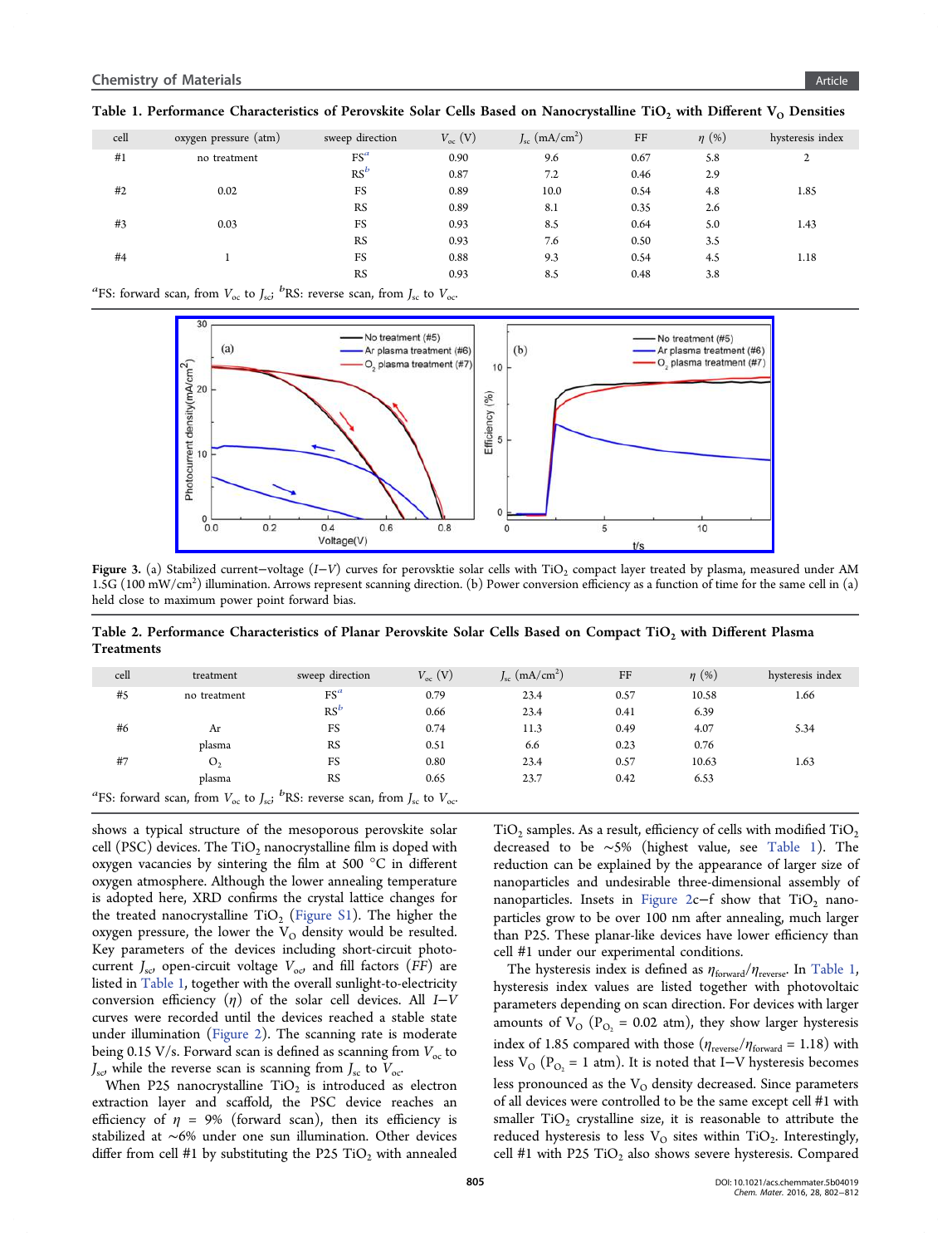**Table 1. Performance Characteristics of Perovskite Solar Cells Based on Nanocrystalline $TiO_2$ with Different $V_O$ Densities**

| cell | oxygen pressure (atm) | sweep direction | $V_{oc}$ (V) | $J_{sc}$ (mA/cm$^2$) | FF | $\eta$ (%) | hysteresis index |
|---|---|---|---|---|---|---|---|
| #1 | no treatment | FS[a] | 0.90 | 9.6 | 0.67 | 5.8 | 2 |
| | | RS[b] | 0.87 | 7.2 | 0.46 | 2.9 | |
| #2 | 0.02 | FS | 0.89 | 10.0 | 0.54 | 4.8 | 1.85 |
| | | RS | 0.89 | 8.1 | 0.35 | 2.6 | |
| #3 | 0.03 | FS | 0.93 | 8.5 | 0.64 | 5.0 | 1.43 |
| | | RS | 0.93 | 7.6 | 0.50 | 3.5 | |
| #4 | 1 | FS | 0.88 | 9.3 | 0.54 | 4.5 | 1.18 |
| | | RS | 0.93 | 8.5 | 0.48 | 3.8 | |

[a]FS: forward scan, from $V_{oc}$ to $J_{sc}$; [b]RS: reverse scan, from $J_{sc}$ to $V_{oc}$.

Figure 3. (a) Stabilized current−voltage (I−V) curves for perovsktie solar cells with $TiO_2$ compact layer treated by plasma, measured under AM 1.5G (100 mW/cm$^2$) illumination. Arrows represent scanning direction. (b) Power conversion efficiency as a function of time for the same cell in (a) held close to maximum power point forward bias.

**Table 2. Performance Characteristics of Planar Perovskite Solar Cells Based on Compact $TiO_2$ with Different Plasma Treatments**

| cell | treatment | sweep direction | $V_{oc}$ (V) | $J_{sc}$ (mA/cm$^2$) | FF | $\eta$ (%) | hysteresis index |
|---|---|---|---|---|---|---|---|
| #5 | no treatment | FS[a] | 0.79 | 23.4 | 0.57 | 10.58 | 1.66 |
| | | RS[b] | 0.66 | 23.4 | 0.41 | 6.39 | |
| #6 | Ar | FS | 0.74 | 11.3 | 0.49 | 4.07 | 5.34 |
| | plasma | RS | 0.51 | 6.6 | 0.23 | 0.76 | |
| #7 | $O_2$ | FS | 0.80 | 23.4 | 0.57 | 10.63 | 1.63 |
| | plasma | RS | 0.65 | 23.7 | 0.42 | 6.53 | |

[a]FS: forward scan, from $V_{oc}$ to $J_{sc}$; [b]RS: reverse scan, from $J_{sc}$ to $V_{oc}$.

shows a typical structure of the mesoporous perovskite solar cell (PSC) devices. The $TiO_2$ nanocrystalline film is doped with oxygen vacancies by sintering the film at 500 °C in different oxygen atmosphere. Although the lower annealing temperature is adopted here, XRD confirms the crystal lattice changes for the treated nanocrystalline $TiO_2$ (Figure S1). The higher the oxygen pressure, the lower the $V_O$ density would be resulted. Key parameters of the devices including short-circuit photocurrent $J_{sc}$, open-circuit voltage $V_{oc}$, and fill factors ($FF$) are listed in Table 1, together with the overall sunlight-to-electricity conversion efficiency ($\eta$) of the solar cell devices. All I−V curves were recorded until the devices reached a stable state under illumination (Figure 2). The scanning rate is moderate being 0.15 V/s. Forward scan is defined as scanning from $V_{oc}$ to $J_{sc}$, while the reverse scan is scanning from $J_{sc}$ to $V_{oc}$.

When P25 nanocrystalline $TiO_2$ is introduced as electron extraction layer and scaffold, the PSC device reaches an efficiency of $\eta$ = 9% (forward scan), then its efficiency is stabilized at ~6% under one sun illumination. Other devices differ from cell #1 by substituting the P25 $TiO_2$ with annealed $TiO_2$ samples. As a result, efficiency of cells with modified $TiO_2$ decreased to be ~5% (highest value, see Table 1). The reduction can be explained by the appearance of larger size of nanoparticles and undesirable three-dimensional assembly of nanoparticles. Insets in Figure 2c−f show that $TiO_2$ nanoparticles grow to be over 100 nm after annealing, much larger than P25. These planar-like devices have lower efficiency than cell #1 under our experimental conditions.

The hysteresis index is defined as $\eta_{forward}/\eta_{reverse}$. In Table 1, hysteresis index values are listed together with photovoltaic parameters depending on scan direction. For devices with larger amounts of $V_O$ ($P_{O_2}$ = 0.02 atm), they show larger hysteresis index of 1.85 compared with those ($\eta_{reverse}/\eta_{forward}$ = 1.18) with less $V_O$ ($P_{O_2}$ = 1 atm). It is noted that I−V hysteresis becomes less pronounced as the $V_O$ density decreased. Since parameters of all devices were controlled to be the same except cell #1 with smaller $TiO_2$ crystalline size, it is reasonable to attribute the reduced hysteresis to less $V_O$ sites within $TiO_2$. Interestingly, cell #1 with P25 $TiO_2$ also shows severe hysteresis. Compared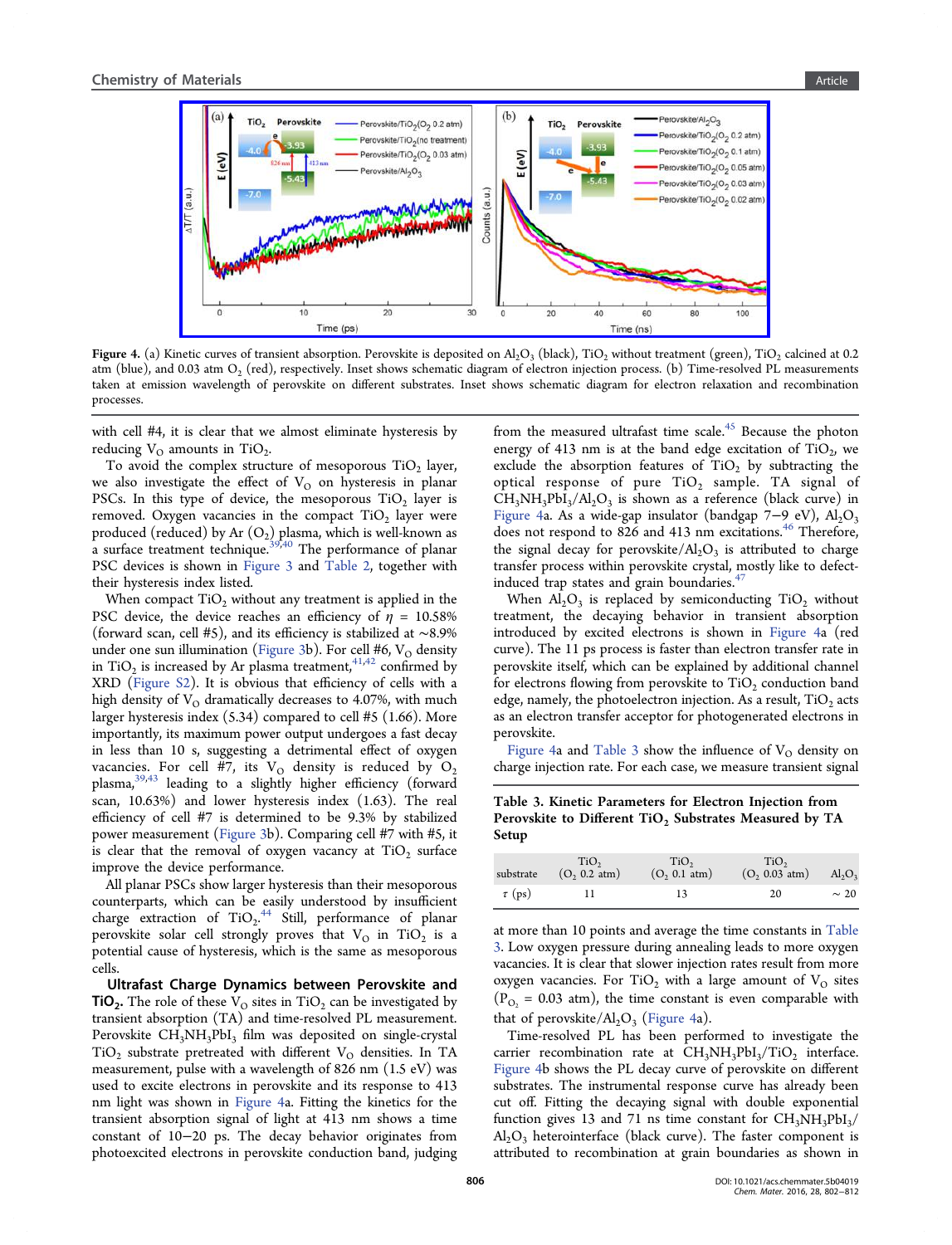Figure 4. (a) Kinetic curves of transient absorption. Perovskite is deposited on $Al_2O_3$ (black), $TiO_2$ without treatment (green), $TiO_2$ calcined at 0.2 atm (blue), and 0.03 atm $O_2$ (red), respectively. Inset shows schematic diagram of electron injection process. (b) Time-resolved PL measurements taken at emission wavelength of perovskite on different substrates. Inset shows schematic diagram for electron relaxation and recombination processes.

with cell #4, it is clear that we almost eliminate hysteresis by reducing $V_O$ amounts in $TiO_2$.

To avoid the complex structure of mesoporous $TiO_2$ layer, we also investigate the effect of $V_O$ on hysteresis in planar PSCs. In this type of device, the mesoporous $TiO_2$ layer is removed. Oxygen vacancies in the compact $TiO_2$ layer were produced (reduced) by Ar ($O_2$) plasma, which is well-known as a surface treatment technique.[39,40] The performance of planar PSC devices is shown in Figure 3 and Table 2, together with their hysteresis index listed.

When compact $TiO_2$ without any treatment is applied in the PSC device, the device reaches an efficiency of $\eta$ = 10.58% (forward scan, cell #5), and its efficiency is stabilized at ~8.9% under one sun illumination (Figure 3b). For cell #6, $V_O$ density in $TiO_2$ is increased by Ar plasma treatment,[41,42] confirmed by XRD (Figure S2). It is obvious that efficiency of cells with a high density of $V_O$ dramatically decreases to 4.07%, with much larger hysteresis index (5.34) compared to cell #5 (1.66). More importantly, its maximum power output undergoes a fast decay in less than 10 s, suggesting a detrimental effect of oxygen vacancies. For cell #7, its $V_O$ density is reduced by $O_2$ plasma,[39,43] leading to a slightly higher efficiency (forward scan, 10.63%) and lower hysteresis index (1.63). The real efficiency of cell #7 is determined to be 9.3% by stabilized power measurement (Figure 3b). Comparing cell #7 with #5, it is clear that the removal of oxygen vacancy at $TiO_2$ surface improve the device performance.

All planar PSCs show larger hysteresis than their mesoporous counterparts, which can be easily understood by insufficient charge extraction of $TiO_2$.[44] Still, performance of planar perovskite solar cell strongly proves that $V_O$ in $TiO_2$ is a potential cause of hysteresis, which is the same as mesoporous cells.

**Ultrafast Charge Dynamics between Perovskite and $TiO_2$.** The role of these $V_O$ sites in $TiO_2$ can be investigated by transient absorption (TA) and time-resolved PL measurement. Perovskite $CH_3NH_3PbI_3$ film was deposited on single-crystal $TiO_2$ substrate pretreated with different $V_O$ densities. In TA measurement, pulse with a wavelength of 826 nm (1.5 eV) was used to excite electrons in perovskite and its response to 413 nm light was shown in Figure 4a. Fitting the kinetics for the transient absorption signal of light at 413 nm shows a time constant of 10−20 ps. The decay behavior originates from photoexcited electrons in perovskite conduction band, judging from the measured ultrafast time scale.[45] Because the photon energy of 413 nm is at the band edge excitation of $TiO_2$, we exclude the absorption features of $TiO_2$ by subtracting the optical response of pure $TiO_2$ sample. TA signal of $CH_3NH_3PbI_3/Al_2O_3$ is shown as a reference (black curve) in Figure 4a. As a wide-gap insulator (bandgap 7−9 eV), $Al_2O_3$ does not respond to 826 and 413 nm excitations.[46] Therefore, the signal decay for perovskite/$Al_2O_3$ is attributed to charge transfer process within perovskite crystal, mostly like to defect-induced trap states and grain boundaries.[47]

When $Al_2O_3$ is replaced by semiconducting $TiO_2$ without treatment, the decaying behavior in transient absorption introduced by excited electrons is shown in Figure 4a (red curve). The 11 ps process is faster than electron transfer rate in perovskite itself, which can be explained by additional channel for electrons flowing from perovskite to $TiO_2$ conduction band edge, namely, the photoelectron injection. As a result, $TiO_2$ acts as an electron transfer acceptor for photogenerated electrons in perovskite.

Figure 4a and Table 3 show the influence of $V_O$ density on charge injection rate. For each case, we measure transient signal at more than 10 points and average the time constants in Table 3. Low oxygen pressure during annealing leads to more oxygen vacancies. It is clear that slower injection rates result from more oxygen vacancies. For $TiO_2$ with a large amount of $V_O$ sites ($P_{O_2}$ = 0.03 atm), the time constant is even comparable with that of perovskite/$Al_2O_3$ (Figure 4a).

**Table 3. Kinetic Parameters for Electron Injection from Perovskite to Different $TiO_2$ Substrates Measured by TA Setup**

| substrate | $TiO_2$ ($O_2$ 0.2 atm) | $TiO_2$ ($O_2$ 0.1 atm) | $TiO_2$ ($O_2$ 0.03 atm) | $Al_2O_3$ |
|---|---|---|---|---|
| $\tau$ (ps) | 11 | 13 | 20 | ~ 20 |

Time-resolved PL has been performed to investigate the carrier recombination rate at $CH_3NH_3PbI_3/TiO_2$ interface. Figure 4b shows the PL decay curve of perovskite on different substrates. The instrumental response curve has already been cut off. Fitting the decaying signal with double exponential function gives 13 and 71 ns time constant for $CH_3NH_3PbI_3/Al_2O_3$ heterointerface (black curve). The faster component is attributed to recombination at grain boundaries as shown in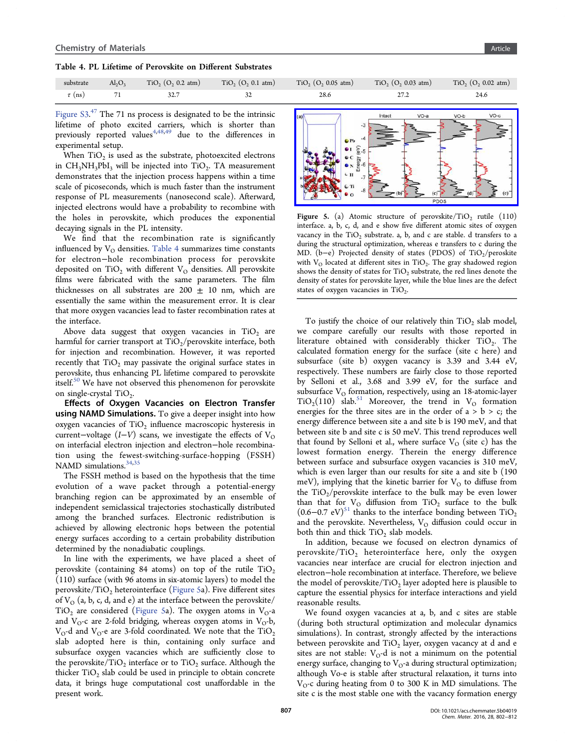**Table 4. PL Lifetime of Perovskite on Different Substrates**

| substrate | $Al_2O_3$ | $TiO_2$ ($O_2$ 0.2 atm) | $TiO_2$ ($O_2$ 0.1 atm) | $TiO_2$ ($O_2$ 0.05 atm) | $TiO_2$ ($O_2$ 0.03 atm) | $TiO_2$ ($O_2$ 0.02 atm) |
|---|---|---|---|---|---|---|
| $\tau$ (ns) | 71 | 32.7 | 32 | 28.6 | 27.2 | 24.6 |

Figure S3.[47] The 71 ns process is designated to be the intrinsic lifetime of photo excited carriers, which is shorter than previously reported values[4,48,49] due to the differences in experimental setup.

When $TiO_2$ is used as the substrate, photoexcited electrons in $CH_3NH_3PbI_3$ will be injected into $TiO_2$. TA measurement demonstrates that the injection process happens within a time scale of picoseconds, which is much faster than the instrument response of PL measurements (nanosecond scale). Afterward, injected electrons would have a probability to recombine with the holes in perovskite, which produces the exponential decaying signals in the PL intensity.

We find that the recombination rate is significantly influenced by $V_O$ densities. Table 4 summarizes time constants for electron−hole recombination process for perovskite deposited on $TiO_2$ with different $V_O$ densities. All perovskite films were fabricated with the same parameters. The film thicknesses on all substrates are 200 ± 10 nm, which are essentially the same within the measurement error. It is clear that more oxygen vacancies lead to faster recombination rates at the interface.

Above data suggest that oxygen vacancies in $TiO_2$ are harmful for carrier transport at $TiO_2$/perovskite interface, both for injection and recombination. However, it was reported recently that $TiO_2$ may passivate the original surface states in perovskite, thus enhancing PL lifetime compared to perovskite itself.[50] We have not observed this phenomenon for perovskite on single-crystal $TiO_2$.

**Effects of Oxygen Vacancies on Electron Transfer using NAMD Simulations.** To give a deeper insight into how oxygen vacancies of $TiO_2$ influence macroscopic hysteresis in current−voltage ($I$−$V$) scans, we investigate the effects of $V_O$ on interfacial electron injection and electron−hole recombination using the fewest-switching-surface-hopping (FSSH) NAMD simulations.[34,35]

The FSSH method is based on the hypothesis that the time evolution of a wave packet through a potential-energy branching region can be approximated by an ensemble of independent semiclassical trajectories stochastically distributed among the branched surfaces. Electronic redistribution is achieved by allowing electronic hops between the potential energy surfaces according to a certain probability distribution determined by the nonadiabatic couplings.

In line with the experiments, we have placed a sheet of perovskite (containing 84 atoms) on top of the rutile $TiO_2$ (110) surface (with 96 atoms in six-atomic layers) to model the perovskite/$TiO_2$ heterointerface (Figure 5a). Five different sites of $V_O$ (a, b, c, d, and e) at the interface between the perovskite/$TiO_2$ are considered (Figure 5a). The oxygen atoms in $V_O$-a and $V_O$-c are 2-fold bridging, whereas oxygen atoms in $V_O$-b, $V_O$-d and $V_O$-e are 3-fold coordinated. We note that the $TiO_2$ slab adopted here is thin, containing only surface and subsurface oxygen vacancies which are sufficiently close to the perovskite/$TiO_2$ interface or to $TiO_2$ surface. Although the thicker $TiO_2$ slab could be used in principle to obtain concrete data, it brings huge computational cost unaffordable in the present work.

Figure 5. (a) Atomic structure of perovskite/$TiO_2$ rutile (110) interface. a, b, c, d, and e show five different atomic sites of oxygen vacancy in the $TiO_2$ substrate. a, b, and c are stable. d transfers to a during the structural optimization, whereas e transfers to c during the MD. (b−e) Projected density of states (PDOS) of $TiO_2$/peroskite with $V_O$ located at different sites in $TiO_2$. The gray shadowed region shows the density of states for $TiO_2$ substrate, the red lines denote the density of states for perovskite layer, while the blue lines are the defect states of oxygen vacancies in $TiO_2$.

To justify the choice of our relatively thin $TiO_2$ slab model, we compare carefully our results with those reported in literature obtained with considerably thicker $TiO_2$. The calculated formation energy for the surface (site c here) and subsurface (site b) oxygen vacancy is 3.39 and 3.44 eV, respectively. These numbers are fairly close to those reported by Selloni et al., 3.68 and 3.99 eV, for the surface and subsurface $V_O$ formation, respectively, using an 18-atomic-layer $TiO_2$(110) slab.[51] Moreover, the trend in $V_O$ formation energies for the three sites are in the order of a > b > c; the energy difference between site a and site b is 190 meV, and that between site b and site c is 50 meV. This trend reproduces well that found by Selloni et al., where surface $V_O$ (site c) has the lowest formation energy. Therein the energy difference between surface and subsurface oxygen vacancies is 310 meV, which is even larger than our results for site a and site b (190 meV), implying that the kinetic barrier for $V_O$ to diffuse from the $TiO_2$/perovskite interface to the bulk may be even lower than that for $V_O$ diffusion from $TiO_2$ surface to the bulk (0.6−0.7 eV)[51] thanks to the interface bonding between $TiO_2$ and the perovskite. Nevertheless, $V_O$ diffusion could occur in both thin and thick $TiO_2$ slab models.

In addition, because we focused on electron dynamics of perovskite/$TiO_2$ heterointerface here, only the oxygen vacancies near interface are crucial for electron injection and electron−hole recombination at interface. Therefore, we believe the model of perovskite/$TiO_2$ layer adopted here is plausible to capture the essential physics for interface interactions and yield reasonable results.

We found oxygen vacancies at a, b, and c sites are stable (during both structural optimization and molecular dynamics simulations). In contrast, strongly affected by the interactions between perovskite and $TiO_2$ layer, oxygen vacancy at d and e sites are not stable: $V_O$-d is not a minimum on the potential energy surface, changing to $V_O$-a during structural optimization; although Vo-e is stable after structural relaxation, it turns into $V_O$-c during heating from 0 to 300 K in MD simulations. The site c is the most stable one with the vacancy formation energy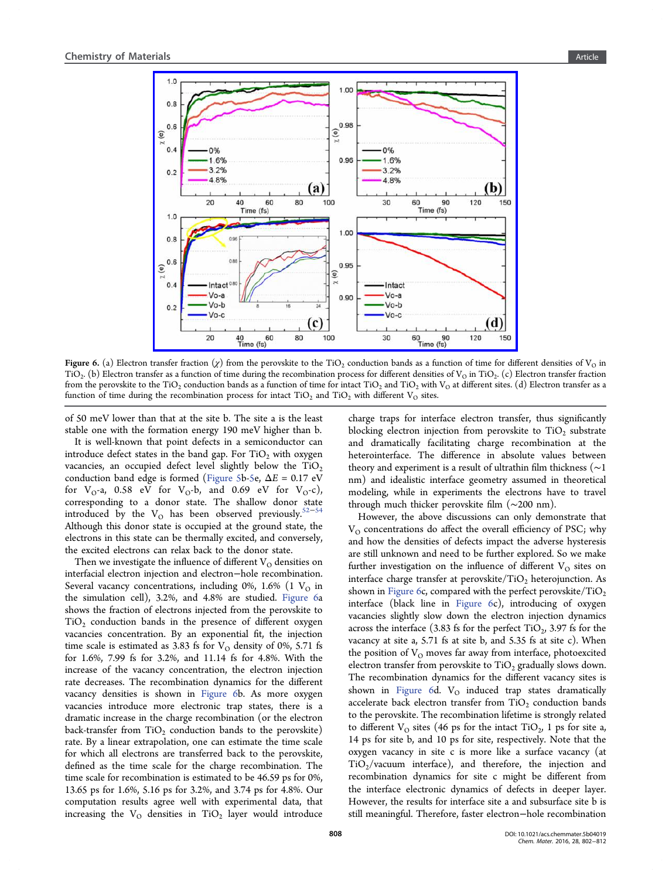Figure 6. (a) Electron transfer fraction ($\chi$) from the perovskite to the $TiO_2$ conduction bands as a function of time for different densities of $V_O$ in $TiO_2$. (b) Electron transfer as a function of time during the recombination process for different densities of $V_O$ in $TiO_2$. (c) Electron transfer fraction from the perovskite to the $TiO_2$ conduction bands as a function of time for intact $TiO_2$ and $TiO_2$ with $V_O$ at different sites. (d) Electron transfer as a function of time during the recombination process for intact $TiO_2$ and $TiO_2$ with different $V_O$ sites.

of 50 meV lower than that at the site b. The site a is the least stable one with the formation energy 190 meV higher than b.

It is well-known that point defects in a semiconductor can introduce defect states in the band gap. For $TiO_2$ with oxygen vacancies, an occupied defect level slightly below the $TiO_2$ conduction band edge is formed (Figure 5b-5e, $\Delta E$ = 0.17 eV for $V_O$-a, 0.58 eV for $V_O$-b, and 0.69 eV for $V_O$-c), corresponding to a donor state. The shallow donor state introduced by the $V_O$ has been observed previously.[52−54] Although this donor state is occupied at the ground state, the electrons in this state can be thermally excited, and conversely, the excited electrons can relax back to the donor state.

Then we investigate the influence of different $V_O$ densities on interfacial electron injection and electron−hole recombination. Several vacancy concentrations, including 0%, 1.6% (1 $V_O$ in the simulation cell), 3.2%, and 4.8% are studied. Figure 6a shows the fraction of electrons injected from the perovskite to $TiO_2$ conduction bands in the presence of different oxygen vacancies concentration. By an exponential fit, the injection time scale is estimated as 3.83 fs for $V_O$ density of 0%, 5.71 fs for 1.6%, 7.99 fs for 3.2%, and 11.14 fs for 4.8%. With the increase of the vacancy concentration, the electron injection rate decreases. The recombination dynamics for the different vacancy densities is shown in Figure 6b. As more oxygen vacancies introduce more electronic trap states, there is a dramatic increase in the charge recombination (or the electron back-transfer from $TiO_2$ conduction bands to the perovskite) rate. By a linear extrapolation, one can estimate the time scale for which all electrons are transferred back to the perovskite, defined as the time scale for the charge recombination. The time scale for recombination is estimated to be 46.59 ps for 0%, 13.65 ps for 1.6%, 5.16 ps for 3.2%, and 3.74 ps for 4.8%. Our computation results agree well with experimental data, that increasing the $V_O$ densities in $TiO_2$ layer would introduce charge traps for interface electron transfer, thus significantly blocking electron injection from perovskite to $TiO_2$ substrate and dramatically facilitating charge recombination at the heterointerface. The difference in absolute values between theory and experiment is a result of ultrathin film thickness (~1 nm) and idealistic interface geometry assumed in theoretical modeling, while in experiments the electrons have to travel through much thicker perovskite film (~200 nm).

However, the above discussions can only demonstrate that $V_O$ concentrations do affect the overall efficiency of PSC; why and how the densities of defects impact the adverse hysteresis are still unknown and need to be further explored. So we make further investigation on the influence of different $V_O$ sites on interface charge transfer at perovskite/$TiO_2$ heterojunction. As shown in Figure 6c, compared with the perfect perovskite/$TiO_2$ interface (black line in Figure 6c), introducing of oxygen vacancies slightly slow down the electron injection dynamics across the interface (3.83 fs for the perfect $TiO_2$, 3.97 fs for the vacancy at site a, 5.71 fs at site b, and 5.35 fs at site c). When the position of $V_O$ moves far away from interface, photoexcited electron transfer from perovskite to $TiO_2$ gradually slows down. The recombination dynamics for the different vacancy sites is shown in Figure 6d. $V_O$ induced trap states dramatically accelerate back electron transfer from $TiO_2$ conduction bands to the perovskite. The recombination lifetime is strongly related to different $V_O$ sites (46 ps for the intact $TiO_2$, 1 ps for site a, 14 ps for site b, and 10 ps for site, respectively. Note that the oxygen vacancy in site c is more like a surface vacancy (at $TiO_2$/vacuum interface), and therefore, the injection and recombination dynamics for site c might be different from the interface electronic dynamics of defects in deeper layer. However, the results for interface site a and subsurface site b is still meaningful. Therefore, faster electron−hole recombination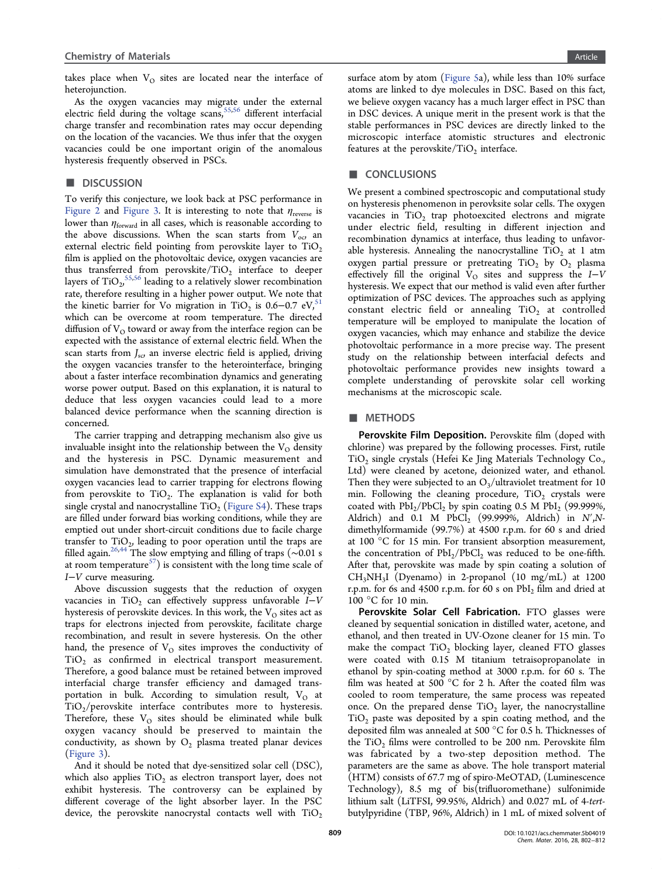takes place when $V_O$ sites are located near the interface of heterojunction.

As the oxygen vacancies may migrate under the external electric field during the voltage scans,[55,56] different interfacial charge transfer and recombination rates may occur depending on the location of the vacancies. We thus infer that the oxygen vacancies could be one important origin of the anomalous hysteresis frequently observed in PSCs.

## DISCUSSION

To verify this conjecture, we look back at PSC performance in Figure 2 and Figure 3. It is interesting to note that $\eta_{reverse}$ is lower than $\eta_{forward}$ in all cases, which is reasonable according to the above discussions. When the scan starts from $V_{oc}$, an external electric field pointing from perovskite layer to $TiO_2$ film is applied on the photovoltaic device, oxygen vacancies are thus transferred from perovskite/$TiO_2$ interface to deeper layers of $TiO_2$,[55,56] leading to a relatively slower recombination rate, therefore resulting in a higher power output. We note that the kinetic barrier for Vo migration in $TiO_2$ is 0.6−0.7 eV,[51] which can be overcome at room temperature. The directed diffusion of $V_O$ toward or away from the interface region can be expected with the assistance of external electric field. When the scan starts from $J_{sc}$, an inverse electric field is applied, driving the oxygen vacancies transfer to the heterointerface, bringing about a faster interface recombination dynamics and generating worse power output. Based on this explanation, it is natural to deduce that less oxygen vacancies could lead to a more balanced device performance when the scanning direction is concerned.

The carrier trapping and detrapping mechanism also give us invaluable insight into the relationship between the $V_O$ density and the hysteresis in PSC. Dynamic measurement and simulation have demonstrated that the presence of interfacial oxygen vacancies lead to carrier trapping for electrons flowing from perovskite to $TiO_2$. The explanation is valid for both single crystal and nanocrystalline $TiO_2$ (Figure S4). These traps are filled under forward bias working conditions, while they are emptied out under short-circuit conditions due to facile charge transfer to $TiO_2$, leading to poor operation until the traps are filled again.[26,44] The slow emptying and filling of traps (∼0.01 s at room temperature[57]) is consistent with the long time scale of $I-V$ curve measuring.

Above discussion suggests that the reduction of oxygen vacancies in $TiO_2$ can effectively suppress unfavorable $I-V$ hysteresis of perovskite devices. In this work, the $V_O$ sites act as traps for electrons injected from perovskite, facilitate charge recombination, and result in severe hysteresis. On the other hand, the presence of $V_O$ sites improves the conductivity of $TiO_2$ as confirmed in electrical transport measurement. Therefore, a good balance must be retained between improved interfacial charge transfer efficiency and damaged transportation in bulk. According to simulation result, $V_O$ at $TiO_2$/perovskite interface contributes more to hysteresis. Therefore, these $V_O$ sites should be eliminated while bulk oxygen vacancy should be preserved to maintain the conductivity, as shown by $O_2$ plasma treated planar devices (Figure 3).

And it should be noted that dye-sensitized solar cell (DSC), which also applies $TiO_2$ as electron transport layer, does not exhibit hysteresis. The controversy can be explained by different coverage of the light absorber layer. In the PSC device, the perovskite nanocrystal contacts well with $TiO_2$ surface atom by atom (Figure 5a), while less than 10% surface atoms are linked to dye molecules in DSC. Based on this fact, we believe oxygen vacancy has a much larger effect in PSC than in DSC devices. A unique merit in the present work is that the stable performances in PSC devices are directly linked to the microscopic interface atomistic structures and electronic features at the perovskite/$TiO_2$ interface.

## CONCLUSIONS

We present a combined spectroscopic and computational study on hysteresis phenomenon in perovksite solar cells. The oxygen vacancies in $TiO_2$ trap photoexcited electrons and migrate under electric field, resulting in different injection and recombination dynamics at interface, thus leading to unfavorable hysteresis. Annealing the nanocrystalline $TiO_2$ at 1 atm oxygen partial pressure or pretreating $TiO_2$ by $O_2$ plasma effectively fill the original $V_O$ sites and suppress the $I-V$ hysteresis. We expect that our method is valid even after further optimization of PSC devices. The approaches such as applying constant electric field or annealing $TiO_2$ at controlled temperature will be employed to manipulate the location of oxygen vacancies, which may enhance and stabilize the device photovoltaic performance in a more precise way. The present study on the relationship between interfacial defects and photovoltaic performance provides new insights toward a complete understanding of perovskite solar cell working mechanisms at the microscopic scale.

## METHODS

**Perovskite Film Deposition.** Perovskite film (doped with chlorine) was prepared by the following processes. First, rutile $TiO_2$ single crystals (Hefei Ke Jing Materials Technology Co., Ltd) were cleaned by acetone, deionized water, and ethanol. Then they were subjected to an $O_3$/ultraviolet treatment for 10 min. Following the cleaning procedure, $TiO_2$ crystals were coated with $PbI_2/PbCl_2$ by spin coating 0.5 M $PbI_2$ (99.999%, Aldrich) and 0.1 M $PbCl_2$ (99.999%, Aldrich) in $N'$,$N$-dimethylformamide (99.7%) at 4500 r.p.m. for 60 s and dried at 100 °C for 15 min. For transient absorption measurement, the concentration of $PbI_2/PbCl_2$ was reduced to be one-fifth. After that, perovskite was made by spin coating a solution of $CH_3NH_3I$ (Dyenamo) in 2-propanol (10 mg/mL) at 1200 r.p.m. for 6s and 4500 r.p.m. for 60 s on $PbI_2$ film and dried at 100 °C for 10 min.

**Perovskite Solar Cell Fabrication.** FTO glasses were cleaned by sequential sonication in distilled water, acetone, and ethanol, and then treated in UV-Ozone cleaner for 15 min. To make the compact $TiO_2$ blocking layer, cleaned FTO glasses were coated with 0.15 M titanium tetraisopropanolate in ethanol by spin-coating method at 3000 r.p.m. for 60 s. The film was heated at 500 °C for 2 h. After the coated film was cooled to room temperature, the same process was repeated once. On the prepared dense $TiO_2$ layer, the nanocrystalline $TiO_2$ paste was deposited by a spin coating method, and the deposited film was annealed at 500 °C for 0.5 h. Thicknesses of the $TiO_2$ films were controlled to be 200 nm. Perovskite film was fabricated by a two-step deposition method. The parameters are the same as above. The hole transport material (HTM) consists of 67.7 mg of spiro-MeOTAD, (Luminescence Technology), 8.5 mg of bis(trifluoromethane) sulfonimide lithium salt (LiTFSI, 99.95%, Aldrich) and 0.027 mL of 4-*tert*-butylpyridine (TBP, 96%, Aldrich) in 1 mL of mixed solvent of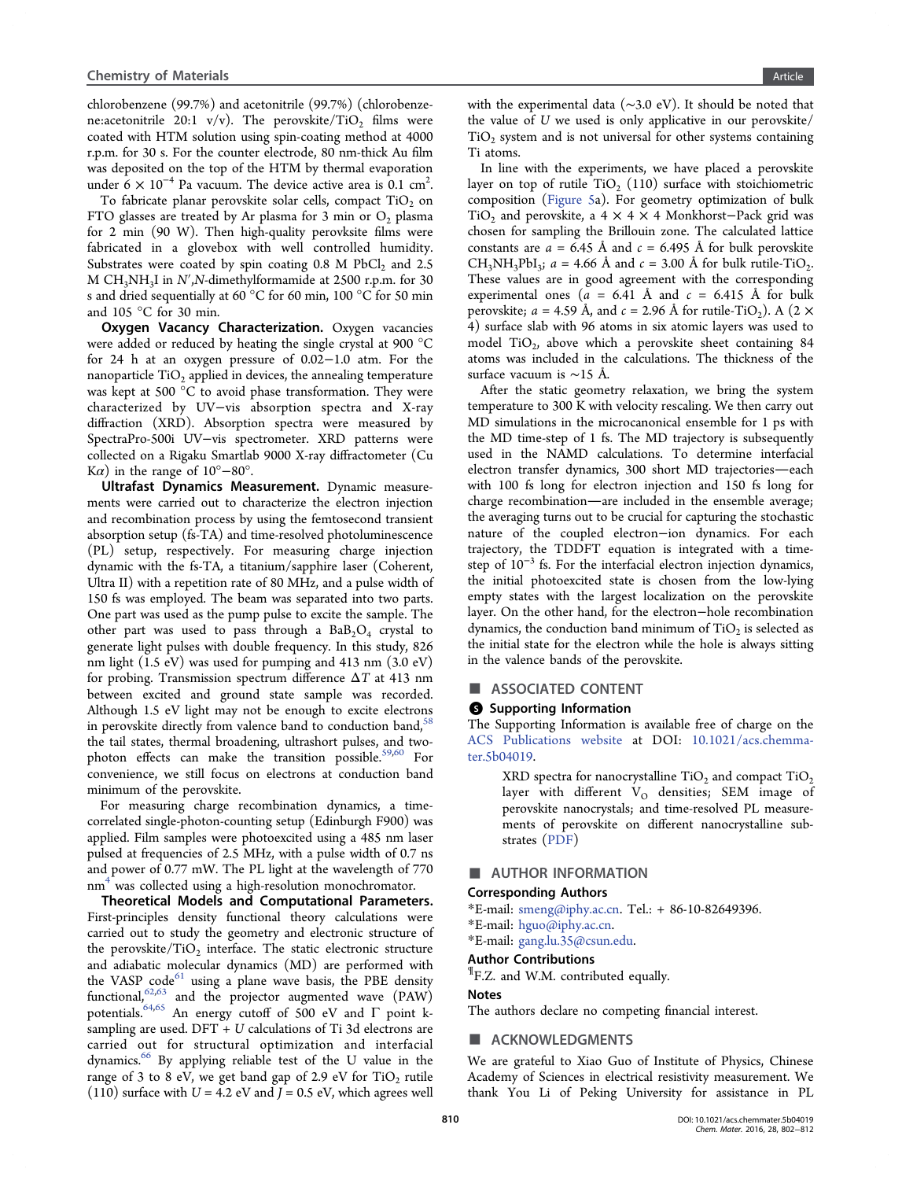chlorobenzene (99.7%) and acetonitrile (99.7%) (chlorobenzene:acetonitrile 20:1 v/v). The perovskite/$TiO_2$ films were coated with HTM solution using spin-coating method at 4000 r.p.m. for 30 s. For the counter electrode, 80 nm-thick Au film was deposited on the top of the HTM by thermal evaporation under $6 \times 10^{-4}$ Pa vacuum. The device active area is 0.1 $cm^2$.

To fabricate planar perovskite solar cells, compact $TiO_2$ on FTO glasses are treated by Ar plasma for 3 min or $O_2$ plasma for 2 min (90 W). Then high-quality perovksite films were fabricated in a glovebox with well controlled humidity. Substrates were coated by spin coating 0.8 M $PbCl_2$ and 2.5 M $CH_3NH_3I$ in $N'$,$N$-dimethylformamide at 2500 r.p.m. for 30 s and dried sequentially at 60 °C for 60 min, 100 °C for 50 min and 105 °C for 30 min.

**Oxygen Vacancy Characterization.** Oxygen vacancies were added or reduced by heating the single crystal at 900 °C for 24 h at an oxygen pressure of 0.02−1.0 atm. For the nanoparticle $TiO_2$ applied in devices, the annealing temperature was kept at 500 °C to avoid phase transformation. They were characterized by UV−vis absorption spectra and X-ray diffraction (XRD). Absorption spectra were measured by SpectraPro-500i UV−vis spectrometer. XRD patterns were collected on a Rigaku Smartlab 9000 X-ray diffractometer (Cu K$\alpha$) in the range of 10°−80°.

**Ultrafast Dynamics Measurement.** Dynamic measurements were carried out to characterize the electron injection and recombination process by using the femtosecond transient absorption setup (fs-TA) and time-resolved photoluminescence (PL) setup, respectively. For measuring charge injection dynamic with the fs-TA, a titanium/sapphire laser (Coherent, Ultra II) with a repetition rate of 80 MHz, and a pulse width of 150 fs was employed. The beam was separated into two parts. One part was used as the pump pulse to excite the sample. The other part was used to pass through a $BaB_2O_4$ crystal to generate light pulses with double frequency. In this study, 826 nm light (1.5 eV) was used for pumping and 413 nm (3.0 eV) for probing. Transmission spectrum difference $\Delta T$ at 413 nm between excited and ground state sample was recorded. Although 1.5 eV light may not be enough to excite electrons in perovskite directly from valence band to conduction band,[58] the tail states, thermal broadening, ultrashort pulses, and two-photon effects can make the transition possible.[59,60] For convenience, we still focus on electrons at conduction band minimum of the perovskite.

For measuring charge recombination dynamics, a time-correlated single-photon-counting setup (Edinburgh F900) was applied. Film samples were photoexcited using a 485 nm laser pulsed at frequencies of 2.5 MHz, with a pulse width of 0.7 ns and power of 0.77 mW. The PL light at the wavelength of 770 nm[4] was collected using a high-resolution monochromator.

**Theoretical Models and Computational Parameters.** First-principles density functional theory calculations were carried out to study the geometry and electronic structure of the perovskite/$TiO_2$ interface. The static electronic structure and adiabatic molecular dynamics (MD) are performed with the VASP code[61] using a plane wave basis, the PBE density functional,[62,63] and the projector augmented wave (PAW) potentials.[64,65] An energy cutoff of 500 eV and Γ point k-sampling are used. DFT + $U$ calculations of Ti 3d electrons are carried out for structural optimization and interfacial dynamics.[66] By applying reliable test of the U value in the range of 3 to 8 eV, we get band gap of 2.9 eV for $TiO_2$ rutile (110) surface with $U$ = 4.2 eV and $J$ = 0.5 eV, which agrees well with the experimental data (~3.0 eV). It should be noted that the value of $U$ we used is only applicative in our perovskite/$TiO_2$ system and is not universal for other systems containing Ti atoms.

In line with the experiments, we have placed a perovskite layer on top of rutile $TiO_2$ (110) surface with stoichiometric composition (Figure 5a). For geometry optimization of bulk $TiO_2$ and perovskite, a 4 × 4 × 4 Monkhorst−Pack grid was chosen for sampling the Brillouin zone. The calculated lattice constants are $a$ = 6.45 Å and $c$ = 6.495 Å for bulk perovskite $CH_3NH_3PbI_3$; $a$ = 4.66 Å and $c$ = 3.00 Å for bulk rutile-$TiO_2$. These values are in good agreement with the corresponding experimental ones ($a$ = 6.41 Å and $c$ = 6.415 Å for bulk perovskite; $a$ = 4.59 Å, and $c$ = 2.96 Å for rutile-$TiO_2$). A (2 × 4) surface slab with 96 atoms in six atomic layers was used to model $TiO_2$, above which a perovskite sheet containing 84 atoms was included in the calculations. The thickness of the surface vacuum is ~15 Å.

After the static geometry relaxation, we bring the system temperature to 300 K with velocity rescaling. We then carry out MD simulations in the microcanonical ensemble for 1 ps with the MD time-step of 1 fs. The MD trajectory is subsequently used in the NAMD calculations. To determine interfacial electron transfer dynamics, 300 short MD trajectories—each with 100 fs long for electron injection and 150 fs long for charge recombination—are included in the ensemble average; the averaging turns out to be crucial for capturing the stochastic nature of the coupled electron−ion dynamics. For each trajectory, the TDDFT equation is integrated with a time-step of $10^{-3}$ fs. For the interfacial electron injection dynamics, the initial photoexcited state is chosen from the low-lying empty states with the largest localization on the perovskite layer. On the other hand, for the electron−hole recombination dynamics, the conduction band minimum of $TiO_2$ is selected as the initial state for the electron while the hole is always sitting in the valence bands of the perovskite.

## ■ ASSOCIATED CONTENT

### Supporting Information

The Supporting Information is available free of charge on the ACS Publications website at DOI: 10.1021/acs.chemmater.5b04019.

> XRD spectra for nanocrystalline $TiO_2$ and compact $TiO_2$ layer with different $V_O$ densities; SEM image of perovskite nanocrystals; and time-resolved PL measurements of perovskite on different nanocrystalline substrates (PDF)

## ■ AUTHOR INFORMATION

### Corresponding Authors

*E-mail: smeng@iphy.ac.cn. Tel.: + 86-10-82649396.

*E-mail: hguo@iphy.ac.cn.

*E-mail: gang.lu.35@csun.edu.

### Author Contributions

¶F.Z. and W.M. contributed equally.

### Notes

The authors declare no competing financial interest.

## ■ ACKNOWLEDGMENTS

We are grateful to Xiao Guo of Institute of Physics, Chinese Academy of Sciences in electrical resistivity measurement. We thank You Li of Peking University for assistance in PL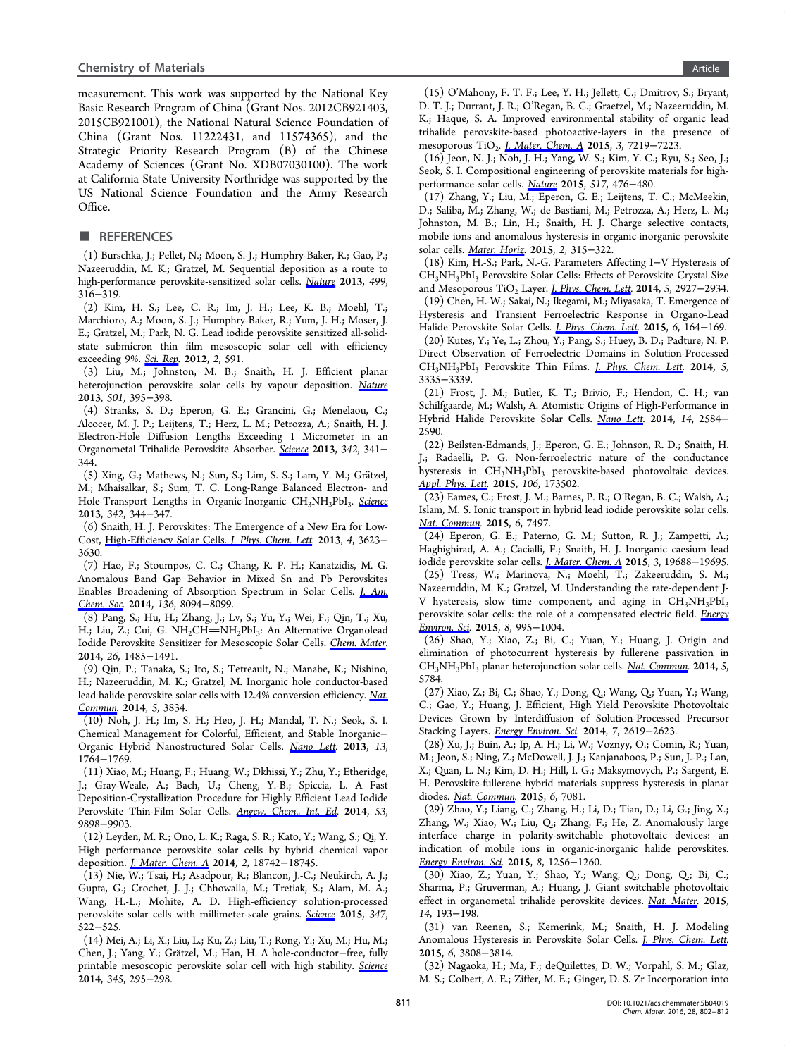measurement. This work was supported by the National Key Basic Research Program of China (Grant Nos. 2012CB921403, 2015CB921001), the National Natural Science Foundation of China (Grant Nos. 11222431, and 11574365), and the Strategic Priority Research Program (B) of the Chinese Academy of Sciences (Grant No. XDB07030100). The work at California State University Northridge was supported by the US National Science Foundation and the Army Research Office.

## ■ REFERENCES

(1) Burschka, J.; Pellet, N.; Moon, S.-J.; Humphry-Baker, R.; Gao, P.; Nazeeruddin, M. K.; Gratzel, M. Sequential deposition as a route to high-performance perovskite-sensitized solar cells. *Nature* **2013**, *499*, 316−319.

(2) Kim, H. S.; Lee, C. R.; Im, J. H.; Lee, K. B.; Moehl, T.; Marchioro, A.; Moon, S. J.; Humphry-Baker, R.; Yum, J. H.; Moser, J. E.; Gratzel, M.; Park, N. G. Lead iodide perovskite sensitized all-solid-state submicron thin film mesoscopic solar cell with efficiency exceeding 9%. *Sci. Rep.* **2012**, *2*, 591.

(3) Liu, M.; Johnston, M. B.; Snaith, H. J. Efficient planar heterojunction perovskite solar cells by vapour deposition. *Nature* **2013**, *501*, 395−398.

(4) Stranks, S. D.; Eperon, G. E.; Grancini, G.; Menelaou, C.; Alcocer, M. J. P.; Leijtens, T.; Herz, L. M.; Petrozza, A.; Snaith, H. J. Electron-Hole Diffusion Lengths Exceeding 1 Micrometer in an Organometal Trihalide Perovskite Absorber. *Science* **2013**, *342*, 341−344.

(5) Xing, G.; Mathews, N.; Sun, S.; Lim, S. S.; Lam, Y. M.; Grätzel, M.; Mhaisalkar, S.; Sum, T. C. Long-Range Balanced Electron- and Hole-Transport Lengths in Organic-Inorganic $CH_3NH_3PbI_3$. *Science* **2013**, *342*, 344−347.

(6) Snaith, H. J. Perovskites: The Emergence of a New Era for Low-Cost, High-Efficiency Solar Cells. *J. Phys. Chem. Lett.* **2013**, *4*, 3623−3630.

(7) Hao, F.; Stoumpos, C. C.; Chang, R. P. H.; Kanatzidis, M. G. Anomalous Band Gap Behavior in Mixed Sn and Pb Perovskites Enables Broadening of Absorption Spectrum in Solar Cells. *J. Am. Chem. Soc.* **2014**, *136*, 8094−8099.

(8) Pang, S.; Hu, H.; Zhang, J.; Lv, S.; Yu, Y.; Wei, F.; Qin, T.; Xu, H.; Liu, Z.; Cui, G. $NH_2CH{=}NH_2PbI_3$: An Alternative Organolead Iodide Perovskite Sensitizer for Mesoscopic Solar Cells. *Chem. Mater.* **2014**, *26*, 1485−1491.

(9) Qin, P.; Tanaka, S.; Ito, S.; Tetreault, N.; Manabe, K.; Nishino, H.; Nazeeruddin, M. K.; Gratzel, M. Inorganic hole conductor-based lead halide perovskite solar cells with 12.4% conversion efficiency. *Nat. Commun.* **2014**, *5*, 3834.

(10) Noh, J. H.; Im, S. H.; Heo, J. H.; Mandal, T. N.; Seok, S. I. Chemical Management for Colorful, Efficient, and Stable Inorganic−Organic Hybrid Nanostructured Solar Cells. *Nano Lett.* **2013**, *13*, 1764−1769.

(11) Xiao, M.; Huang, F.; Huang, W.; Dkhissi, Y.; Zhu, Y.; Etheridge, J.; Gray-Weale, A.; Bach, U.; Cheng, Y.-B.; Spiccia, L. A Fast Deposition-Crystallization Procedure for Highly Efficient Lead Iodide Perovskite Thin-Film Solar Cells. *Angew. Chem., Int. Ed.* **2014**, *53*, 9898−9903.

(12) Leyden, M. R.; Ono, L. K.; Raga, S. R.; Kato, Y.; Wang, S.; Qi, Y. High performance perovskite solar cells by hybrid chemical vapor deposition. *J. Mater. Chem. A* **2014**, *2*, 18742−18745.

(13) Nie, W.; Tsai, H.; Asadpour, R.; Blancon, J.-C.; Neukirch, A. J.; Gupta, G.; Crochet, J. J.; Chhowalla, M.; Tretiak, S.; Alam, M. A.; Wang, H.-L.; Mohite, A. D. High-efficiency solution-processed perovskite solar cells with millimeter-scale grains. *Science* **2015**, *347*, 522−525.

(14) Mei, A.; Li, X.; Liu, L.; Ku, Z.; Liu, T.; Rong, Y.; Xu, M.; Hu, M.; Chen, J.; Yang, Y.; Grätzel, M.; Han, H. A hole-conductor−free, fully printable mesoscopic perovskite solar cell with high stability. *Science* **2014**, *345*, 295−298.

(15) O'Mahony, F. T. F.; Lee, Y. H.; Jellett, C.; Dmitrov, S.; Bryant, D. T. J.; Durrant, J. R.; O'Regan, B. C.; Graetzel, M.; Nazeeruddin, M. K.; Haque, S. A. Improved environmental stability of organic lead trihalide perovskite-based photoactive-layers in the presence of mesoporous $TiO_2$. *J. Mater. Chem. A* **2015**, *3*, 7219−7223.

(16) Jeon, N. J.; Noh, J. H.; Yang, W. S.; Kim, Y. C.; Ryu, S.; Seo, J.; Seok, S. I. Compositional engineering of perovskite materials for high-performance solar cells. *Nature* **2015**, *517*, 476−480.

(17) Zhang, Y.; Liu, M.; Eperon, G. E.; Leijtens, T. C.; McMeekin, D.; Saliba, M.; Zhang, W.; de Bastiani, M.; Petrozza, A.; Herz, L. M.; Johnston, M. B.; Lin, H.; Snaith, H. J. Charge selective contacts, mobile ions and anomalous hysteresis in organic-inorganic perovskite solar cells. *Mater. Horiz.* **2015**, *2*, 315−322.

(18) Kim, H.-S.; Park, N.-G. Parameters Affecting I−V Hysteresis of $CH_3NH_3PbI_3$ Perovskite Solar Cells: Effects of Perovskite Crystal Size and Mesoporous $TiO_2$ Layer. *J. Phys. Chem. Lett.* **2014**, *5*, 2927−2934.

(19) Chen, H.-W.; Sakai, N.; Ikegami, M.; Miyasaka, T. Emergence of Hysteresis and Transient Ferroelectric Response in Organo-Lead Halide Perovskite Solar Cells. *J. Phys. Chem. Lett.* **2015**, *6*, 164−169.

(20) Kutes, Y.; Ye, L.; Zhou, Y.; Pang, S.; Huey, B. D.; Padture, N. P. Direct Observation of Ferroelectric Domains in Solution-Processed $CH_3NH_3PbI_3$ Perovskite Thin Films. *J. Phys. Chem. Lett.* **2014**, *5*, 3335−3339.

(21) Frost, J. M.; Butler, K. T.; Brivio, F.; Hendon, C. H.; van Schilfgaarde, M.; Walsh, A. Atomistic Origins of High-Performance in Hybrid Halide Perovskite Solar Cells. *Nano Lett.* **2014**, *14*, 2584−2590.

(22) Beilsten-Edmands, J.; Eperon, G. E.; Johnson, R. D.; Snaith, H. J.; Radaelli, P. G. Non-ferroelectric nature of the conductance hysteresis in $CH_3NH_3PbI_3$ perovskite-based photovoltaic devices. *Appl. Phys. Lett.* **2015**, *106*, 173502.

(23) Eames, C.; Frost, J. M.; Barnes, P. R.; O'Regan, B. C.; Walsh, A.; Islam, M. S. Ionic transport in hybrid lead iodide perovskite solar cells. *Nat. Commun.* **2015**, *6*, 7497.

(24) Eperon, G. E.; Paterno, G. M.; Sutton, R. J.; Zampetti, A.; Haghighirad, A. A.; Cacialli, F.; Snaith, H. J. Inorganic caesium lead iodide perovskite solar cells. *J. Mater. Chem. A* **2015**, *3*, 19688−19695.

(25) Tress, W.; Marinova, N.; Moehl, T.; Zakeeruddin, S. M.; Nazeeruddin, M. K.; Gratzel, M. Understanding the rate-dependent J-V hysteresis, slow time component, and aging in $CH_3NH_3PbI_3$ perovskite solar cells: the role of a compensated electric field. *Energy Environ. Sci.* **2015**, *8*, 995−1004.

(26) Shao, Y.; Xiao, Z.; Bi, C.; Yuan, Y.; Huang, J. Origin and elimination of photocurrent hysteresis by fullerene passivation in $CH_3NH_3PbI_3$ planar heterojunction solar cells. *Nat. Commun.* **2014**, *5*, 5784.

(27) Xiao, Z.; Bi, C.; Shao, Y.; Dong, Q.; Wang, Q.; Yuan, Y.; Wang, C.; Gao, Y.; Huang, J. Efficient, High Yield Perovskite Photovoltaic Devices Grown by Interdiffusion of Solution-Processed Precursor Stacking Layers. *Energy Environ. Sci.* **2014**, *7*, 2619−2623.

(28) Xu, J.; Buin, A.; Ip, A. H.; Li, W.; Voznyy, O.; Comin, R.; Yuan, M.; Jeon, S.; Ning, Z.; McDowell, J. J.; Kanjanaboos, P.; Sun, J.-P.; Lan, X.; Quan, L. N.; Kim, D. H.; Hill, I. G.; Maksymovych, P.; Sargent, E. H. Perovskite-fullerene hybrid materials suppress hysteresis in planar diodes. *Nat. Commun.* **2015**, *6*, 7081.

(29) Zhao, Y.; Liang, C.; Zhang, H.; Li, D.; Tian, D.; Li, G.; Jing, X.; Zhang, W.; Xiao, W.; Liu, Q.; Zhang, F.; He, Z. Anomalously large interface charge in polarity-switchable photovoltaic devices: an indication of mobile ions in organic-inorganic halide perovskites. *Energy Environ. Sci.* **2015**, *8*, 1256−1260.

(30) Xiao, Z.; Yuan, Y.; Shao, Y.; Wang, Q.; Dong, Q.; Bi, C.; Sharma, P.; Gruverman, A.; Huang, J. Giant switchable photovoltaic effect in organometal trihalide perovskite devices. *Nat. Mater.* **2015**, *14*, 193−198.

(31) van Reenen, S.; Kemerink, M.; Snaith, H. J. Modeling Anomalous Hysteresis in Perovskite Solar Cells. *J. Phys. Chem. Lett.* **2015**, *6*, 3808−3814.

(32) Nagaoka, H.; Ma, F.; deQuilettes, D. W.; Vorpahl, S. M.; Glaz, M. S.; Colbert, A. E.; Ziffer, M. E.; Ginger, D. S. Zr Incorporation into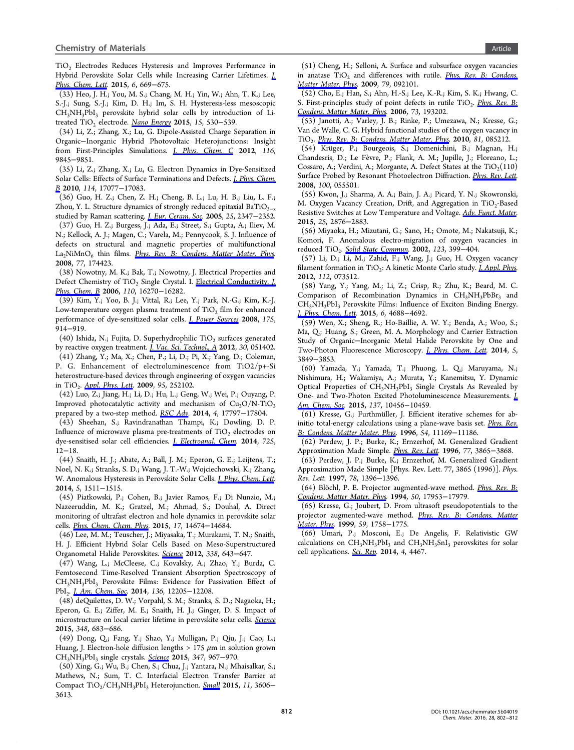$TiO_2$ Electrodes Reduces Hysteresis and Improves Performance in Hybrid Perovskite Solar Cells while Increasing Carrier Lifetimes. *J. Phys. Chem. Lett.* **2015**, *6*, 669−675.

(33) Heo, J. H.; You, M. S.; Chang, M. H.; Yin, W.; Ahn, T. K.; Lee, S.-J.; Sung, S.-J.; Kim, D. H.; Im, S. H. Hysteresis-less mesoscopic $CH_3NH_3PbI_3$ perovskite hybrid solar cells by introduction of Li-treated $TiO_2$ electrode. *Nano Energy* **2015**, *15*, 530−539.

(34) Li, Z.; Zhang, X.; Lu, G. Dipole-Assisted Charge Separation in Organic−Inorganic Hybrid Photovoltaic Heterojunctions: Insight from First-Principles Simulations. *J. Phys. Chem. C* **2012**, *116*, 9845−9851.

(35) Li, Z.; Zhang, X.; Lu, G. Electron Dynamics in Dye-Sensitized Solar Cells: Effects of Surface Terminations and Defects. *J. Phys. Chem. B* **2010**, *114*, 17077−17083.

(36) Guo, H. Z.; Chen, Z. H.; Cheng, B. L.; Lu, H. B.; Liu, L. F.; Zhou, Y. L. Structure dynamics of strongly reduced epitaxial $BaTiO_{3-x}$ studied by Raman scattering. *J. Eur. Ceram. Soc.* **2005**, *25*, 2347−2352.

(37) Guo, H. Z.; Burgess, J.; Ada, E.; Street, S.; Gupta, A.; Iliev, M. N.; Kellock, A. J.; Magen, C.; Varela, M.; Pennycook, S. J. Influence of defects on structural and magnetic properties of multifunctional $La_2NiMnO_6$ thin films. *Phys. Rev. B: Condens. Matter Mater. Phys.* **2008**, *77*, 174423.

(38) Nowotny, M. K.; Bak, T.; Nowotny, J. Electrical Properties and Defect Chemistry of $TiO_2$ Single Crystal. I. Electrical Conductivity. *J. Phys. Chem. B* **2006**, *110*, 16270−16282.

(39) Kim, Y.; Yoo, B. J.; Vittal, R.; Lee, Y.; Park, N.-G.; Kim, K.-J. Low-temperature oxygen plasma treatment of $TiO_2$ film for enhanced performance of dye-sensitized solar cells. *J. Power Sources* **2008**, *175*, 914−919.

(40) Ishida, N.; Fujita, D. Superhydrophilic $TiO_2$ surfaces generated by reactive oxygen treatment. *J. Vac. Sci. Technol., A* **2012**, *30*, 051402.

(41) Zhang, Y.; Ma, X.; Chen, P.; Li, D.; Pi, X.; Yang, D.; Coleman, P. G. Enhancement of electroluminescence from TiO2/p+-Si heterostructure-based devices through engineering of oxygen vacancies in $TiO_2$. *Appl. Phys. Lett.* **2009**, *95*, 252102.

(42) Luo, Z.; Jiang, H.; Li, D.; Hu, L.; Geng, W.; Wei, P.; Ouyang, P. Improved photocatalytic activity and mechanism of $Cu_2O$/N-$TiO_2$ prepared by a two-step method. *RSC Adv.* **2014**, *4*, 17797−17804.

(43) Sheehan, S.; Ravindranathan Thampi, K.; Dowling, D. P. Influence of microwave plasma pre-treatments of $TiO_2$ electrodes on dye-sensitised solar cell efficiencies. *J. Electroanal. Chem.* **2014**, *725*, 12−18.

(44) Snaith, H. J.; Abate, A.; Ball, J. M.; Eperon, G. E.; Leijtens, T.; Noel, N. K.; Stranks, S. D.; Wang, J. T.-W.; Wojciechowski, K.; Zhang, W. Anomalous Hysteresis in Perovskite Solar Cells. *J. Phys. Chem. Lett.* **2014**, *5*, 1511−1515.

(45) Piatkowski, P.; Cohen, B.; Javier Ramos, F.; Di Nunzio, M.; Nazeeruddin, M. K.; Gratzel, M.; Ahmad, S.; Douhal, A. Direct monitoring of ultrafast electron and hole dynamics in perovskite solar cells. *Phys. Chem. Chem. Phys.* **2015**, *17*, 14674−14684.

(46) Lee, M. M.; Teuscher, J.; Miyasaka, T.; Murakami, T. N.; Snaith, H. J. Efficient Hybrid Solar Cells Based on Meso-Superstructured Organometal Halide Perovskites. *Science* **2012**, *338*, 643−647.

(47) Wang, L.; McCleese, C.; Kovalsky, A.; Zhao, Y.; Burda, C. Femtosecond Time-Resolved Transient Absorption Spectroscopy of $CH_3NH_3PbI_3$ Perovskite Films: Evidence for Passivation Effect of $PbI_2$. *J. Am. Chem. Soc.* **2014**, *136*, 12205−12208.

(48) deQuilettes, D. W.; Vorpahl, S. M.; Stranks, S. D.; Nagaoka, H.; Eperon, G. E.; Ziffer, M. E.; Snaith, H. J.; Ginger, D. S. Impact of microstructure on local carrier lifetime in perovskite solar cells. *Science* **2015**, *348*, 683−686.

(49) Dong, Q.; Fang, Y.; Shao, Y.; Mulligan, P.; Qiu, J.; Cao, L.; Huang, J. Electron-hole diffusion lengths > 175 $\mu m$ in solution grown $CH_3NH_3PbI_3$ single crystals. *Science* **2015**, *347*, 967−970.

(50) Xing, G.; Wu, B.; Chen, S.; Chua, J.; Yantara, N.; Mhaisalkar, S.; Mathews, N.; Sum, T. C. Interfacial Electron Transfer Barrier at Compact $TiO_2$/$CH_3NH_3PbI_3$ Heterojunction. *Small* **2015**, *11*, 3606−3613.

(51) Cheng, H.; Selloni, A. Surface and subsurface oxygen vacancies in anatase $TiO_2$ and differences with rutile. *Phys. Rev. B: Condens. Matter Mater. Phys.* **2009**, *79*, 092101.

(52) Cho, E.; Han, S.; Ahn, H.-S.; Lee, K.-R.; Kim, S. K.; Hwang, C. S. First-principles study of point defects in rutile $TiO_2$. *Phys. Rev. B: Condens. Matter Mater. Phys.* **2006**, *73*, 193202.

(53) Janotti, A.; Varley, J. B.; Rinke, P.; Umezawa, N.; Kresse, G.; Van de Walle, C. G. Hybrid functional studies of the oxygen vacancy in $TiO_2$. *Phys. Rev. B: Condens. Matter Mater. Phys.* **2010**, *81*, 085212.

(54) Krüger, P.; Bourgeois, S.; Domenichini, B.; Magnan, H.; Chandesris, D.; Le Fèvre, P.; Flank, A. M.; Jupille, J.; Floreano, L.; Cossaro, A.; Verdini, A.; Morgante, A. Defect States at the $TiO_2$(110) Surface Probed by Resonant Photoelectron Diffraction. *Phys. Rev. Lett.* **2008**, *100*, 055501.

(55) Kwon, J.; Sharma, A. A.; Bain, J. A.; Picard, Y. N.; Skowronski, M. Oxygen Vacancy Creation, Drift, and Aggregation in $TiO_2$-Based Resistive Switches at Low Temperature and Voltage. *Adv. Funct. Mater.* **2015**, *25*, 2876−2883.

(56) Miyaoka, H.; Mizutani, G.; Sano, H.; Omote, M.; Nakatsuji, K.; Komori, F. Anomalous electro-migration of oxygen vacancies in reduced $TiO_2$. *Solid State Commun.* **2002**, *123*, 399−404.

(57) Li, D.; Li, M.; Zahid, F.; Wang, J.; Guo, H. Oxygen vacancy filament formation in $TiO_2$: A kinetic Monte Carlo study. *J. Appl. Phys.* **2012**, *112*, 073512.

(58) Yang, Y.; Yang, M.; Li, Z.; Crisp, R.; Zhu, K.; Beard, M. C. Comparison of Recombination Dynamics in $CH_3NH_3PbBr_3$ and $CH_3NH_3PbI_3$ Perovskite Films: Influence of Exciton Binding Energy. *J. Phys. Chem. Lett.* **2015**, *6*, 4688−4692.

(59) Wen, X.; Sheng, R.; Ho-Baillie, A. W. Y.; Benda, A.; Woo, S.; Ma, Q.; Huang, S.; Green, M. A. Morphology and Carrier Extraction Study of Organic−Inorganic Metal Halide Perovskite by One and Two-Photon Fluorescence Microscopy. *J. Phys. Chem. Lett.* **2014**, *5*, 3849−3853.

(60) Yamada, Y.; Yamada, T.; Phuong, L. Q.; Maruyama, N.; Nishimura, H.; Wakamiya, A.; Murata, Y.; Kanemitsu, Y. Dynamic Optical Properties of $CH_3NH_3PbI_3$ Single Crystals As Revealed by One- and Two-Photon Excited Photoluminescence Measurements. *J. Am. Chem. Soc.* **2015**, *137*, 10456−10459.

(61) Kresse, G.; Furthmüller, J. Efficient iterative schemes for ab-initio total-energy calculations using a plane-wave basis set. *Phys. Rev. B: Condens. Matter Mater. Phys.* **1996**, *54*, 11169−11186.

(62) Perdew, J. P.; Burke, K.; Ernzerhof, M. Generalized Gradient Approximation Made Simple. *Phys. Rev. Lett.* **1996**, *77*, 3865−3868.

(63) Perdew, J. P.; Burke, K.; Ernzerhof, M. Generalized Gradient Approximation Made Simple [Phys. Rev. Lett. 77, 3865 (1996)]. *Phys. Rev. Lett.* **1997**, *78*, 1396−1396.

(64) Blöchl, P. E. Projector augmented-wave method. *Phys. Rev. B: Condens. Matter Mater. Phys.* **1994**, *50*, 17953−17979.

(65) Kresse, G.; Joubert, D. From ultrasoft pseudopotentials to the projector augmented-wave method. *Phys. Rev. B: Condens. Matter Mater. Phys.* **1999**, *59*, 1758−1775.

(66) Umari, P.; Mosconi, E.; De Angelis, F. Relativistic GW calculations on $CH_3NH_3PbI_3$ and $CH_3NH_3SnI_3$ perovskites for solar cell applications. *Sci. Rep.* **2014**, *4*, 4467.